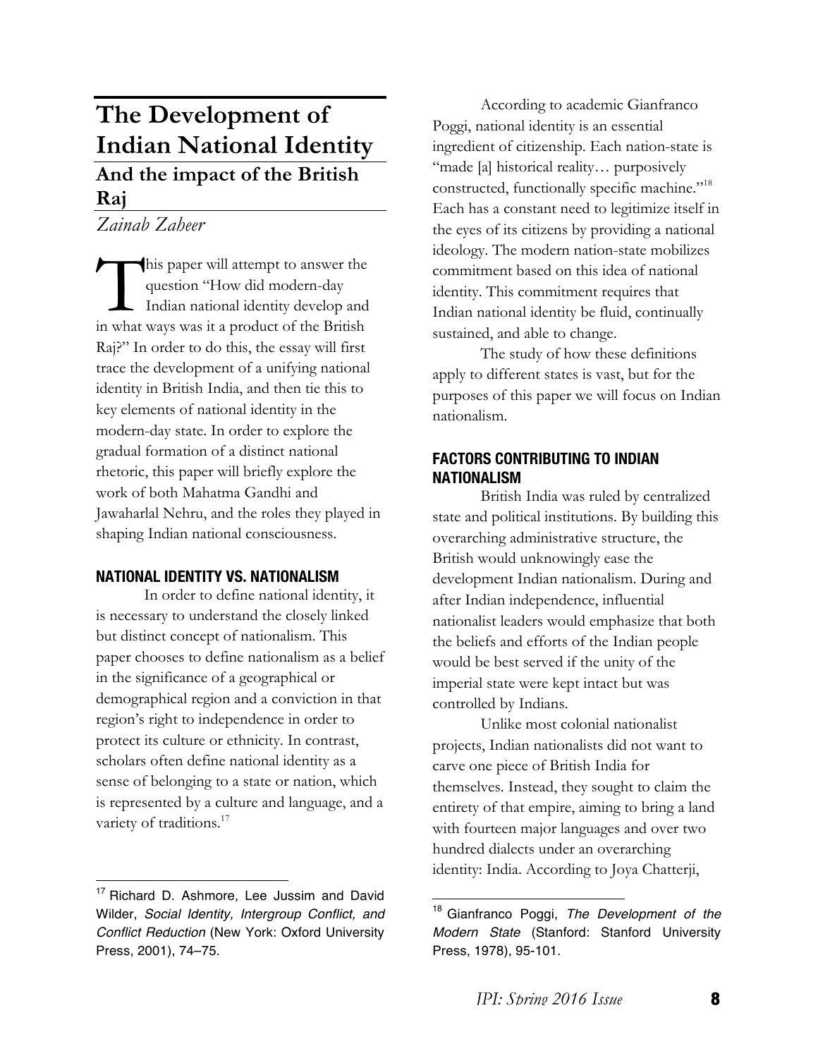# The Development of Indian National Identity

## And the impact of the British Raj

*Zainab Zaheer*

This paper will attempt to answer the question "How did modern-day Indian national identity develop and in what ways was it a product of the British Raj?" In order to do this, the essay will first trace the development of a unifying national identity in British India, and then tie this to key elements of national identity in the modern-day state. In order to explore the gradual formation of a distinct national rhetoric, this paper will briefly explore the work of both Mahatma Gandhi and Jawaharlal Nehru, and the roles they played in shaping Indian national consciousness.

### NATIONAL IDENTITY VS. NATIONALISM

In order to define national identity, it is necessary to understand the closely linked but distinct concept of nationalism. This paper chooses to define nationalism as a belief in the significance of a geographical or demographical region and a conviction in that region's right to independence in order to protect its culture or ethnicity. In contrast, scholars often define national identity as a sense of belonging to a state or nation, which is represented by a culture and language, and a variety of traditions.[17]

According to academic Gianfranco Poggi, national identity is an essential ingredient of citizenship. Each nation-state is "made [a] historical reality… purposively constructed, functionally specific machine."[18] Each has a constant need to legitimize itself in the eyes of its citizens by providing a national ideology. The modern nation-state mobilizes commitment based on this idea of national identity. This commitment requires that Indian national identity be fluid, continually sustained, and able to change.

The study of how these definitions apply to different states is vast, but for the purposes of this paper we will focus on Indian nationalism.

### FACTORS CONTRIBUTING TO INDIAN NATIONALISM

British India was ruled by centralized state and political institutions. By building this overarching administrative structure, the British would unknowingly ease the development Indian nationalism. During and after Indian independence, influential nationalist leaders would emphasize that both the beliefs and efforts of the Indian people would be best served if the unity of the imperial state were kept intact but was controlled by Indians.

Unlike most colonial nationalist projects, Indian nationalists did not want to carve one piece of British India for themselves. Instead, they sought to claim the entirety of that empire, aiming to bring a land with fourteen major languages and over two hundred dialects under an overarching identity: India. According to Joya Chatterji,

---

[17] Richard D. Ashmore, Lee Jussim and David Wilder, *Social Identity, Intergroup Conflict, and Conflict Reduction* (New York: Oxford University Press, 2001), 74–75.

[18] Gianfranco Poggi, *The Development of the Modern State* (Stanford: Stanford University Press, 1978), 95-101.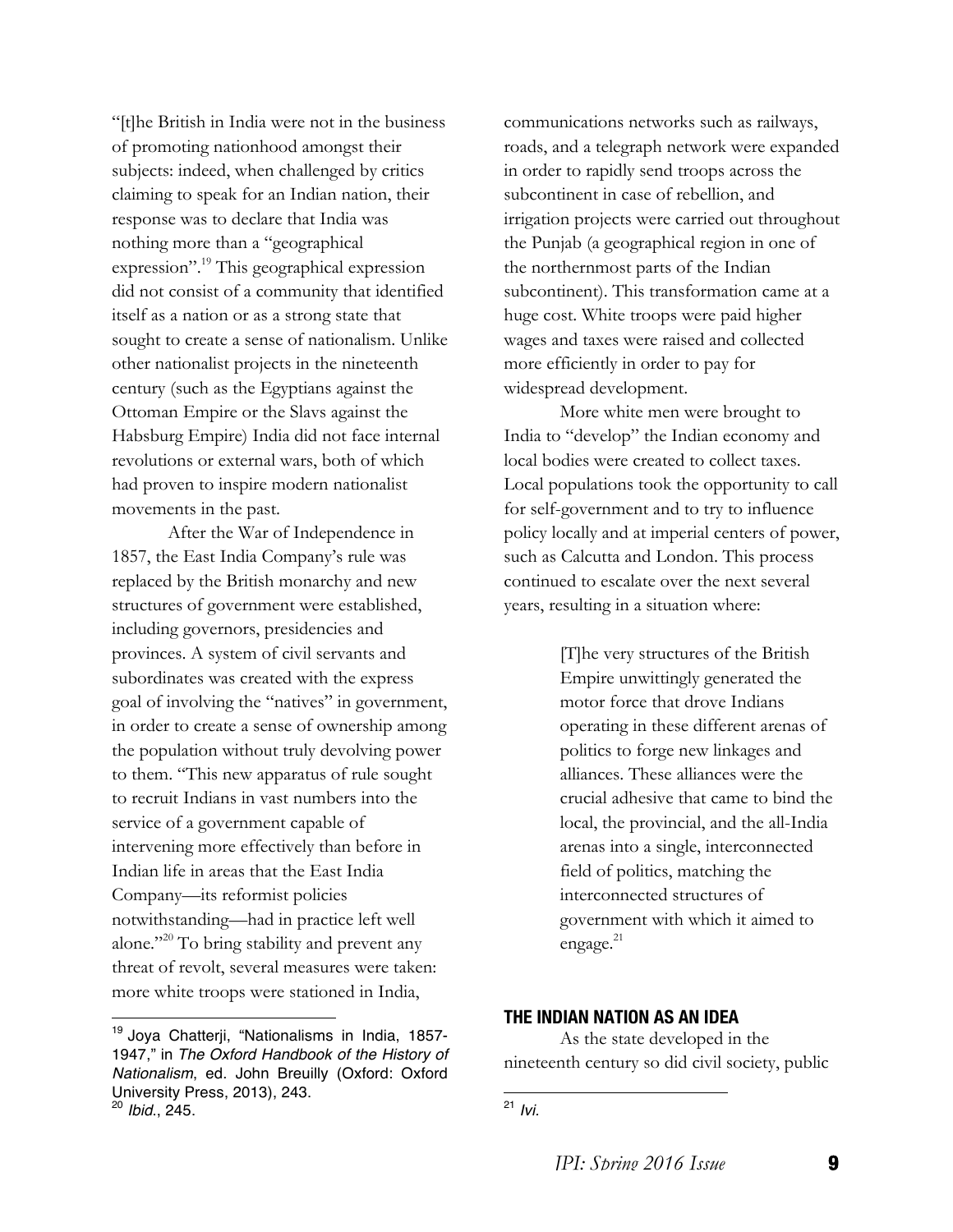"[t]he British in India were not in the business of promoting nationhood amongst their subjects: indeed, when challenged by critics claiming to speak for an Indian nation, their response was to declare that India was nothing more than a "geographical expression".[19] This geographical expression did not consist of a community that identified itself as a nation or as a strong state that sought to create a sense of nationalism. Unlike other nationalist projects in the nineteenth century (such as the Egyptians against the Ottoman Empire or the Slavs against the Habsburg Empire) India did not face internal revolutions or external wars, both of which had proven to inspire modern nationalist movements in the past.

After the War of Independence in 1857, the East India Company's rule was replaced by the British monarchy and new structures of government were established, including governors, presidencies and provinces. A system of civil servants and subordinates was created with the express goal of involving the "natives" in government, in order to create a sense of ownership among the population without truly devolving power to them. "This new apparatus of rule sought to recruit Indians in vast numbers into the service of a government capable of intervening more effectively than before in Indian life in areas that the East India Company—its reformist policies notwithstanding—had in practice left well alone."[20] To bring stability and prevent any threat of revolt, several measures were taken: more white troops were stationed in India, communications networks such as railways, roads, and a telegraph network were expanded in order to rapidly send troops across the subcontinent in case of rebellion, and irrigation projects were carried out throughout the Punjab (a geographical region in one of the northernmost parts of the Indian subcontinent). This transformation came at a huge cost. White troops were paid higher wages and taxes were raised and collected more efficiently in order to pay for widespread development.

More white men were brought to India to "develop" the Indian economy and local bodies were created to collect taxes. Local populations took the opportunity to call for self-government and to try to influence policy locally and at imperial centers of power, such as Calcutta and London. This process continued to escalate over the next several years, resulting in a situation where:

> [T]he very structures of the British Empire unwittingly generated the motor force that drove Indians operating in these different arenas of politics to forge new linkages and alliances. These alliances were the crucial adhesive that came to bind the local, the provincial, and the all-India arenas into a single, interconnected field of politics, matching the interconnected structures of government with which it aimed to engage.[21]

## THE INDIAN NATION AS AN IDEA

As the state developed in the nineteenth century so did civil society, public

---

[19] Joya Chatterji, "Nationalisms in India, 1857-1947," in *The Oxford Handbook of the History of Nationalism*, ed. John Breuilly (Oxford: Oxford University Press, 2013), 243.

[20] *Ibid.*, 245.

[21] *Ivi.*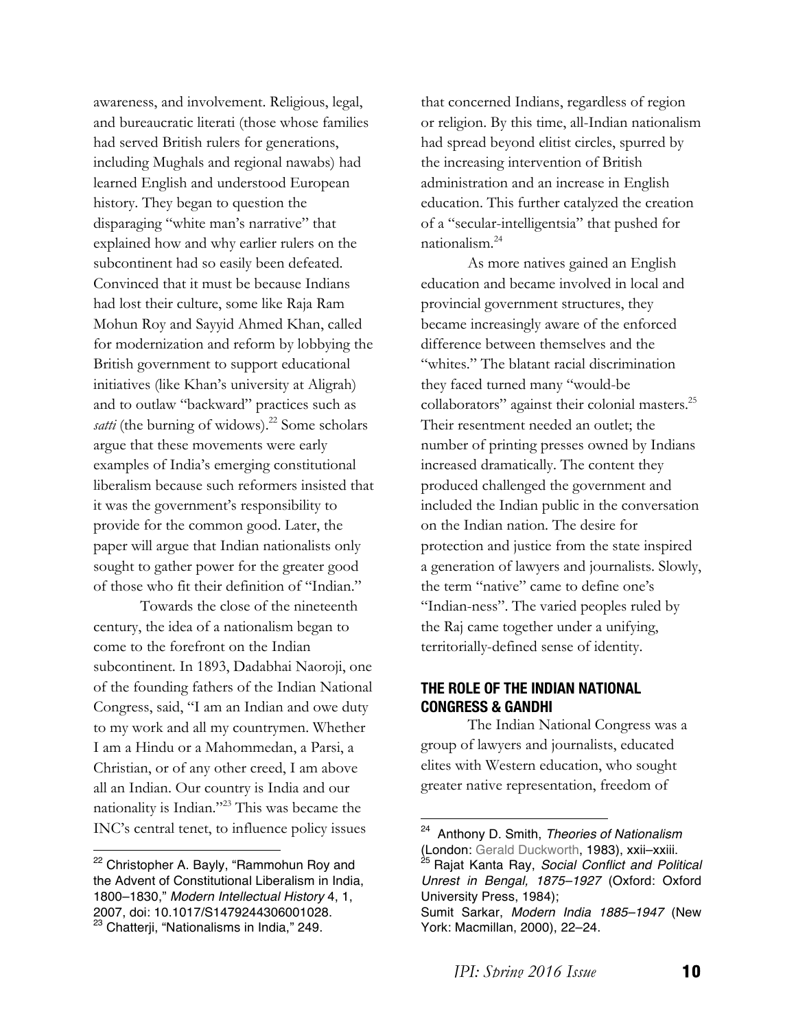awareness, and involvement. Religious, legal, and bureaucratic literati (those whose families had served British rulers for generations, including Mughals and regional nawabs) had learned English and understood European history. They began to question the disparaging "white man's narrative" that explained how and why earlier rulers on the subcontinent had so easily been defeated. Convinced that it must be because Indians had lost their culture, some like Raja Ram Mohun Roy and Sayyid Ahmed Khan, called for modernization and reform by lobbying the British government to support educational initiatives (like Khan's university at Aligrah) and to outlaw "backward" practices such as *satti* (the burning of widows).[22] Some scholars argue that these movements were early examples of India's emerging constitutional liberalism because such reformers insisted that it was the government's responsibility to provide for the common good. Later, the paper will argue that Indian nationalists only sought to gather power for the greater good of those who fit their definition of "Indian."

Towards the close of the nineteenth century, the idea of a nationalism began to come to the forefront on the Indian subcontinent. In 1893, Dadabhai Naoroji, one of the founding fathers of the Indian National Congress, said, "I am an Indian and owe duty to my work and all my countrymen. Whether I am a Hindu or a Mahommedan, a Parsi, a Christian, or of any other creed, I am above all an Indian. Our country is India and our nationality is Indian."[23] This was became the INC's central tenet, to influence policy issues that concerned Indians, regardless of region or religion. By this time, all-Indian nationalism had spread beyond elitist circles, spurred by the increasing intervention of British administration and an increase in English education. This further catalyzed the creation of a "secular-intelligentsia" that pushed for nationalism.[24]

As more natives gained an English education and became involved in local and provincial government structures, they became increasingly aware of the enforced difference between themselves and the "whites." The blatant racial discrimination they faced turned many "would-be collaborators" against their colonial masters.[25] Their resentment needed an outlet; the number of printing presses owned by Indians increased dramatically. The content they produced challenged the government and included the Indian public in the conversation on the Indian nation. The desire for protection and justice from the state inspired a generation of lawyers and journalists. Slowly, the term "native" came to define one's "Indian-ness". The varied peoples ruled by the Raj came together under a unifying, territorially-defined sense of identity.

## THE ROLE OF THE INDIAN NATIONAL CONGRESS & GANDHI

The Indian National Congress was a group of lawyers and journalists, educated elites with Western education, who sought greater native representation, freedom of

---

[22] Christopher A. Bayly, "Rammohun Roy and the Advent of Constitutional Liberalism in India, 1800–1830," *Modern Intellectual History* 4, 1, 2007, doi: 10.1017/S1479244306001028.

[23] Chatterji, "Nationalisms in India," 249.

[24] Anthony D. Smith, *Theories of Nationalism* (London: Gerald Duckworth, 1983), xxii–xxiii.

[25] Rajat Kanta Ray, *Social Conflict and Political Unrest in Bengal, 1875–1927* (Oxford: Oxford University Press, 1984); Sumit Sarkar, *Modern India 1885–1947* (New York: Macmillan, 2000), 22–24.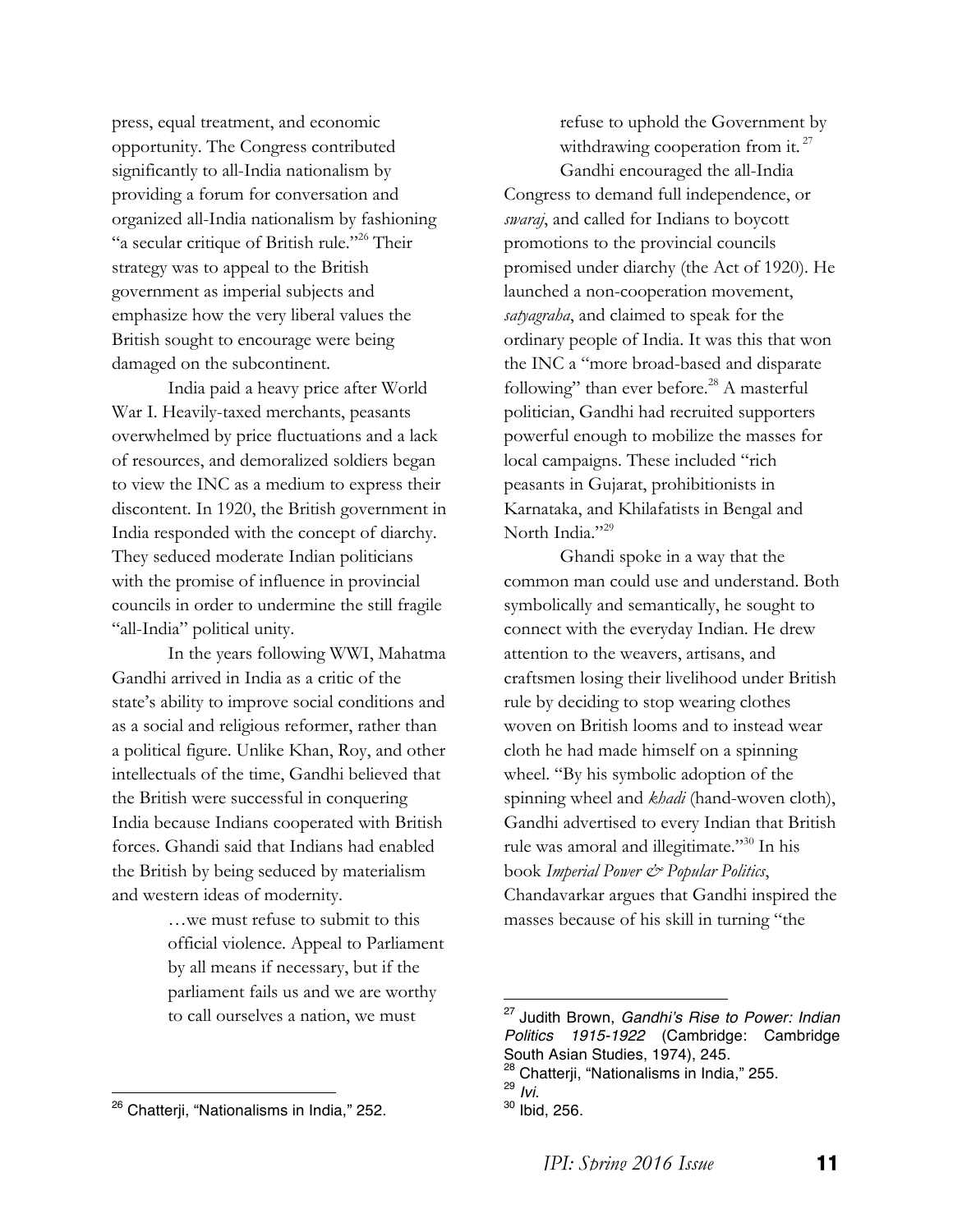press, equal treatment, and economic opportunity. The Congress contributed significantly to all-India nationalism by providing a forum for conversation and organized all-India nationalism by fashioning "a secular critique of British rule."[26] Their strategy was to appeal to the British government as imperial subjects and emphasize how the very liberal values the British sought to encourage were being damaged on the subcontinent.

India paid a heavy price after World War I. Heavily-taxed merchants, peasants overwhelmed by price fluctuations and a lack of resources, and demoralized soldiers began to view the INC as a medium to express their discontent. In 1920, the British government in India responded with the concept of diarchy. They seduced moderate Indian politicians with the promise of influence in provincial councils in order to undermine the still fragile "all-India" political unity.

In the years following WWI, Mahatma Gandhi arrived in India as a critic of the state's ability to improve social conditions and as a social and religious reformer, rather than a political figure. Unlike Khan, Roy, and other intellectuals of the time, Gandhi believed that the British were successful in conquering India because Indians cooperated with British forces. Ghandi said that Indians had enabled the British by being seduced by materialism and western ideas of modernity.

> …we must refuse to submit to this official violence. Appeal to Parliament by all means if necessary, but if the parliament fails us and we are worthy to call ourselves a nation, we must refuse to uphold the Government by withdrawing cooperation from it.[27]

Gandhi encouraged the all-India Congress to demand full independence, or *swaraj*, and called for Indians to boycott promotions to the provincial councils promised under diarchy (the Act of 1920). He launched a non-cooperation movement, *satyagraha*, and claimed to speak for the ordinary people of India. It was this that won the INC a "more broad-based and disparate following" than ever before.[28] A masterful politician, Gandhi had recruited supporters powerful enough to mobilize the masses for local campaigns. These included "rich peasants in Gujarat, prohibitionists in Karnataka, and Khilafatists in Bengal and North India."[29]

Ghandi spoke in a way that the common man could use and understand. Both symbolically and semantically, he sought to connect with the everyday Indian. He drew attention to the weavers, artisans, and craftsmen losing their livelihood under British rule by deciding to stop wearing clothes woven on British looms and to instead wear cloth he had made himself on a spinning wheel. "By his symbolic adoption of the spinning wheel and *khadi* (hand-woven cloth), Gandhi advertised to every Indian that British rule was amoral and illegitimate."[30] In his book *Imperial Power & Popular Politics*, Chandavarkar argues that Gandhi inspired the masses because of his skill in turning "the

---

[26] Chatterji, "Nationalisms in India," 252.

[27] Judith Brown, *Gandhi's Rise to Power: Indian Politics 1915-1922* (Cambridge: Cambridge South Asian Studies, 1974), 245.

[28] Chatterji, "Nationalisms in India," 255.

[29] *Ivi.*

[30] Ibid, 256.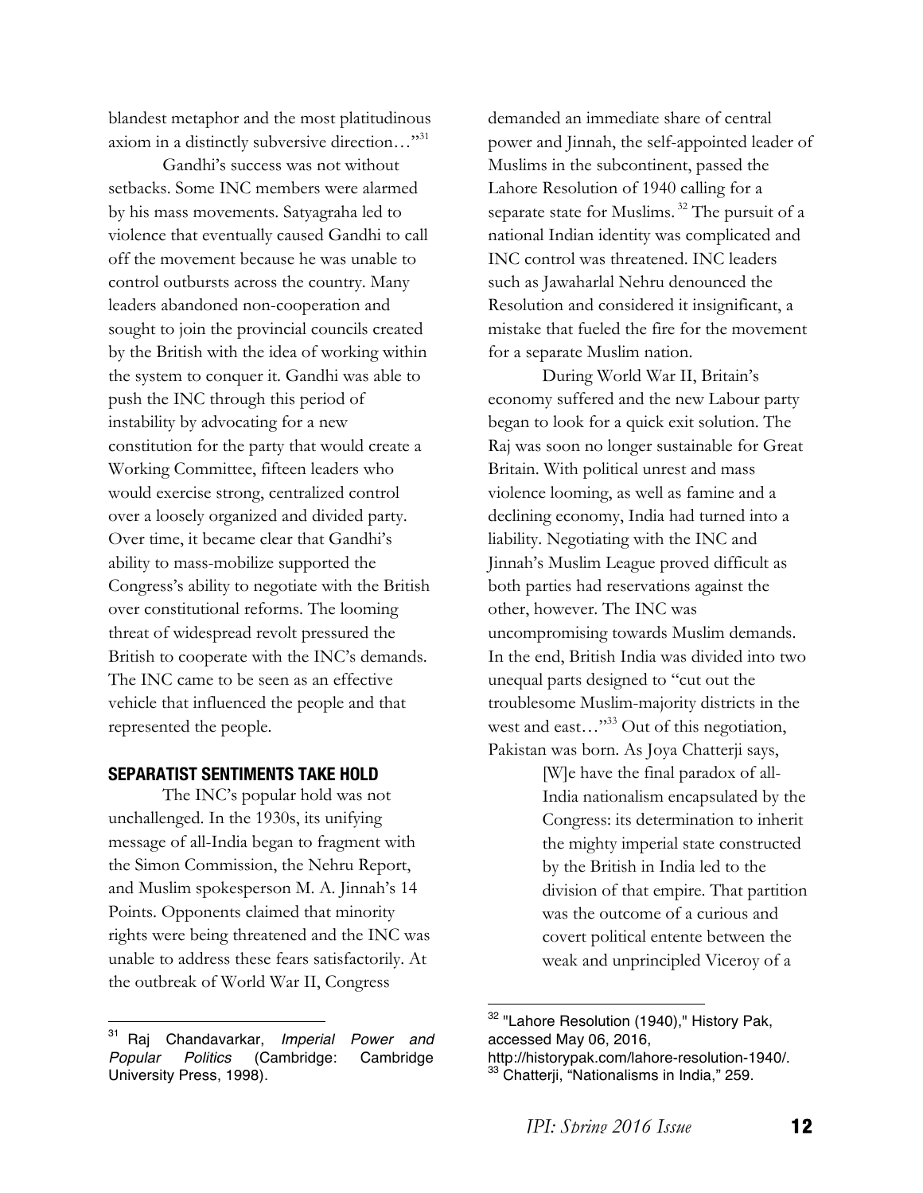blandest metaphor and the most platitudinous axiom in a distinctly subversive direction…"[31]

Gandhi's success was not without setbacks. Some INC members were alarmed by his mass movements. Satyagraha led to violence that eventually caused Gandhi to call off the movement because he was unable to control outbursts across the country. Many leaders abandoned non-cooperation and sought to join the provincial councils created by the British with the idea of working within the system to conquer it. Gandhi was able to push the INC through this period of instability by advocating for a new constitution for the party that would create a Working Committee, fifteen leaders who would exercise strong, centralized control over a loosely organized and divided party. Over time, it became clear that Gandhi's ability to mass-mobilize supported the Congress's ability to negotiate with the British over constitutional reforms. The looming threat of widespread revolt pressured the British to cooperate with the INC's demands. The INC came to be seen as an effective vehicle that influenced the people and that represented the people.

## SEPARATIST SENTIMENTS TAKE HOLD

The INC's popular hold was not unchallenged. In the 1930s, its unifying message of all-India began to fragment with the Simon Commission, the Nehru Report, and Muslim spokesperson M. A. Jinnah's 14 Points. Opponents claimed that minority rights were being threatened and the INC was unable to address these fears satisfactorily. At the outbreak of World War II, Congress demanded an immediate share of central power and Jinnah, the self-appointed leader of Muslims in the subcontinent, passed the Lahore Resolution of 1940 calling for a separate state for Muslims.[32] The pursuit of a national Indian identity was complicated and INC control was threatened. INC leaders such as Jawaharlal Nehru denounced the Resolution and considered it insignificant, a mistake that fueled the fire for the movement for a separate Muslim nation.

During World War II, Britain's economy suffered and the new Labour party began to look for a quick exit solution. The Raj was soon no longer sustainable for Great Britain. With political unrest and mass violence looming, as well as famine and a declining economy, India had turned into a liability. Negotiating with the INC and Jinnah's Muslim League proved difficult as both parties had reservations against the other, however. The INC was uncompromising towards Muslim demands. In the end, British India was divided into two unequal parts designed to "cut out the troublesome Muslim-majority districts in the west and east…"[33] Out of this negotiation, Pakistan was born. As Joya Chatterji says,

> [W]e have the final paradox of all-India nationalism encapsulated by the Congress: its determination to inherit the mighty imperial state constructed by the British in India led to the division of that empire. That partition was the outcome of a curious and covert political entente between the weak and unprincipled Viceroy of a

---

[31] Raj Chandavarkar, *Imperial Power and Popular Politics* (Cambridge: Cambridge University Press, 1998).

[32] "Lahore Resolution (1940)," History Pak, accessed May 06, 2016, http://historypak.com/lahore-resolution-1940/.

[33] Chatterji, "Nationalisms in India," 259.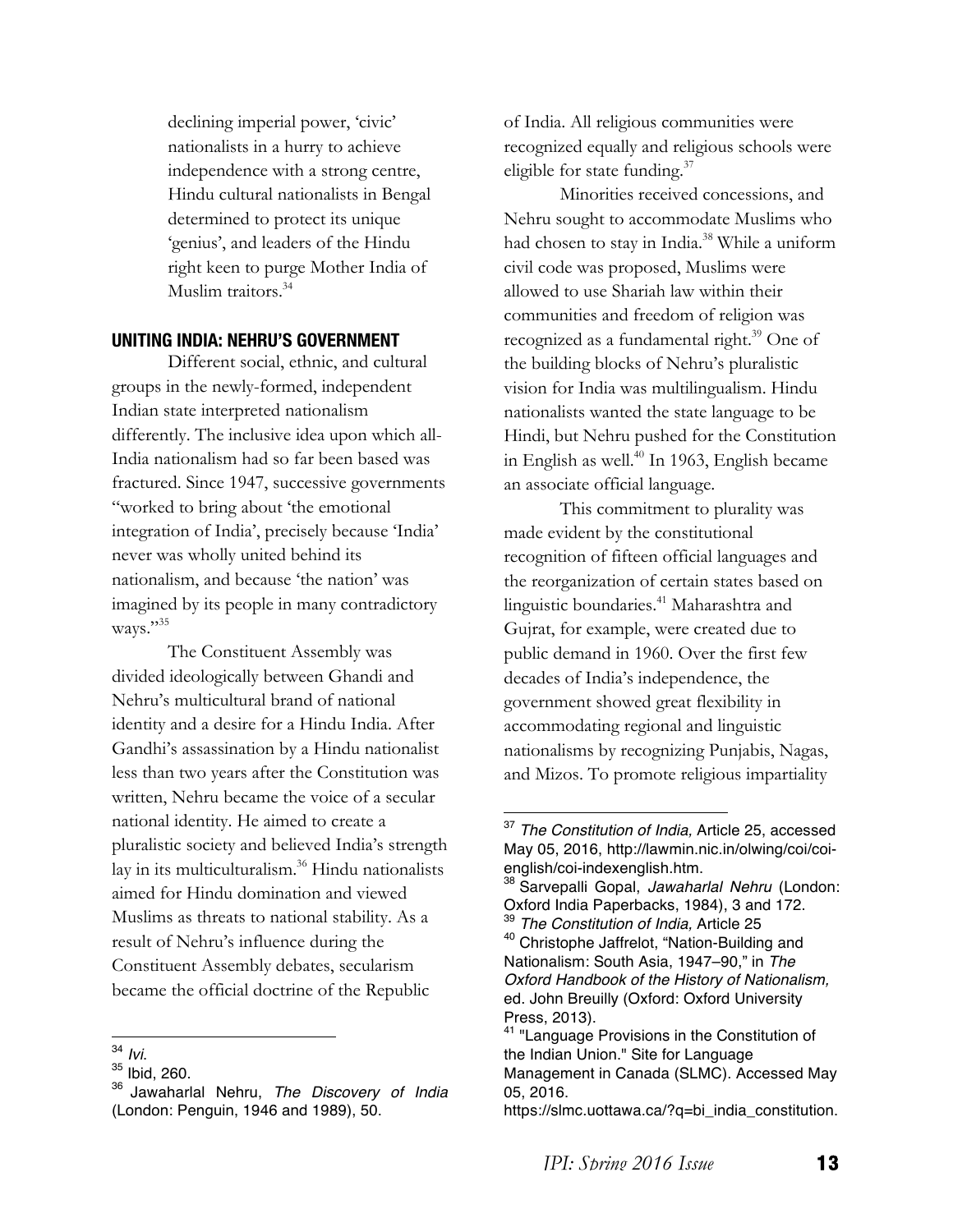declining imperial power, 'civic' nationalists in a hurry to achieve independence with a strong centre, Hindu cultural nationalists in Bengal determined to protect its unique 'genius', and leaders of the Hindu right keen to purge Mother India of Muslim traitors.[34]

## UNITING INDIA: NEHRU'S GOVERNMENT

Different social, ethnic, and cultural groups in the newly-formed, independent Indian state interpreted nationalism differently. The inclusive idea upon which all-India nationalism had so far been based was fractured. Since 1947, successive governments "worked to bring about 'the emotional integration of India', precisely because 'India' never was wholly united behind its nationalism, and because 'the nation' was imagined by its people in many contradictory ways."[35]

The Constituent Assembly was divided ideologically between Ghandi and Nehru's multicultural brand of national identity and a desire for a Hindu India. After Gandhi's assassination by a Hindu nationalist less than two years after the Constitution was written, Nehru became the voice of a secular national identity. He aimed to create a pluralistic society and believed India's strength lay in its multiculturalism.[36] Hindu nationalists aimed for Hindu domination and viewed Muslims as threats to national stability. As a result of Nehru's influence during the Constituent Assembly debates, secularism became the official doctrine of the Republic of India. All religious communities were recognized equally and religious schools were eligible for state funding.[37]

Minorities received concessions, and Nehru sought to accommodate Muslims who had chosen to stay in India.[38] While a uniform civil code was proposed, Muslims were allowed to use Shariah law within their communities and freedom of religion was recognized as a fundamental right.[39] One of the building blocks of Nehru's pluralistic vision for India was multilingualism. Hindu nationalists wanted the state language to be Hindi, but Nehru pushed for the Constitution in English as well.[40] In 1963, English became an associate official language.

This commitment to plurality was made evident by the constitutional recognition of fifteen official languages and the reorganization of certain states based on linguistic boundaries.[41] Maharashtra and Gujrat, for example, were created due to public demand in 1960. Over the first few decades of India's independence, the government showed great flexibility in accommodating regional and linguistic nationalisms by recognizing Punjabis, Nagas, and Mizos. To promote religious impartiality

---

[34] *Ivi.*

[35] Ibid, 260.

[36] Jawaharlal Nehru, *The Discovery of India* (London: Penguin, 1946 and 1989), 50.

[37] *The Constitution of India,* Article 25, accessed May 05, 2016, http://lawmin.nic.in/olwing/coi/coi-english/coi-indexenglish.htm.

[38] Sarvepalli Gopal, *Jawaharlal Nehru* (London: Oxford India Paperbacks, 1984), 3 and 172.

[39] *The Constitution of India,* Article 25

[40] Christophe Jaffrelot, "Nation-Building and Nationalism: South Asia, 1947–90," in *The Oxford Handbook of the History of Nationalism,* ed. John Breuilly (Oxford: Oxford University Press, 2013).

[41] "Language Provisions in the Constitution of the Indian Union." Site for Language Management in Canada (SLMC). Accessed May 05, 2016. https://slmc.uottawa.ca/?q=bi_india_constitution.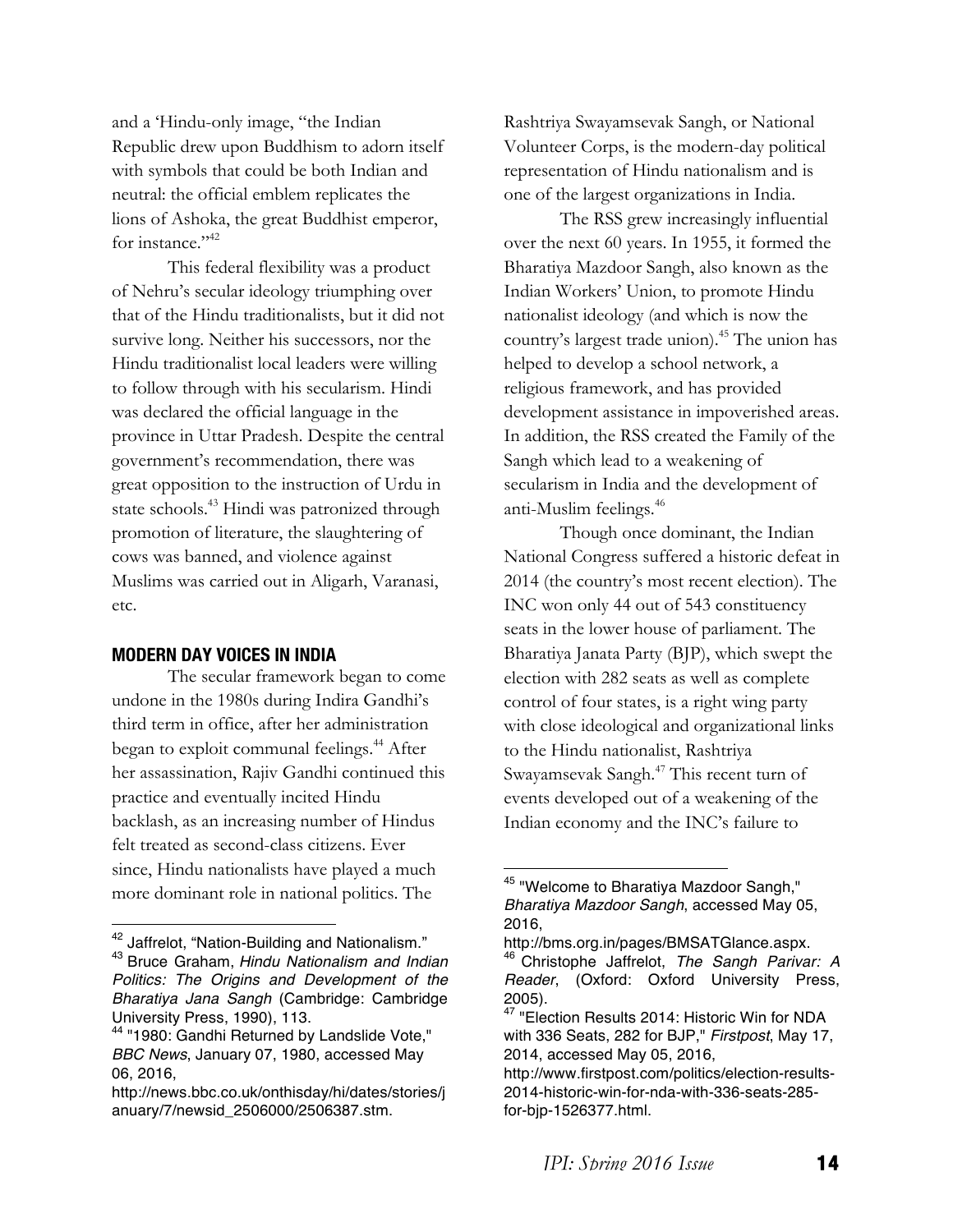and a 'Hindu-only image, "the Indian Republic drew upon Buddhism to adorn itself with symbols that could be both Indian and neutral: the official emblem replicates the lions of Ashoka, the great Buddhist emperor, for instance."[42]

This federal flexibility was a product of Nehru's secular ideology triumphing over that of the Hindu traditionalists, but it did not survive long. Neither his successors, nor the Hindu traditionalist local leaders were willing to follow through with his secularism. Hindi was declared the official language in the province in Uttar Pradesh. Despite the central government's recommendation, there was great opposition to the instruction of Urdu in state schools.[43] Hindi was patronized through promotion of literature, the slaughtering of cows was banned, and violence against Muslims was carried out in Aligarh, Varanasi, etc.

## MODERN DAY VOICES IN INDIA

The secular framework began to come undone in the 1980s during Indira Gandhi's third term in office, after her administration began to exploit communal feelings.[44] After her assassination, Rajiv Gandhi continued this practice and eventually incited Hindu backlash, as an increasing number of Hindus felt treated as second-class citizens. Ever since, Hindu nationalists have played a much more dominant role in national politics. The Rashtriya Swayamsevak Sangh, or National Volunteer Corps, is the modern-day political representation of Hindu nationalism and is one of the largest organizations in India.

The RSS grew increasingly influential over the next 60 years. In 1955, it formed the Bharatiya Mazdoor Sangh, also known as the Indian Workers' Union, to promote Hindu nationalist ideology (and which is now the country's largest trade union).[45] The union has helped to develop a school network, a religious framework, and has provided development assistance in impoverished areas. In addition, the RSS created the Family of the Sangh which lead to a weakening of secularism in India and the development of anti-Muslim feelings.[46]

Though once dominant, the Indian National Congress suffered a historic defeat in 2014 (the country's most recent election). The INC won only 44 out of 543 constituency seats in the lower house of parliament. The Bharatiya Janata Party (BJP), which swept the election with 282 seats as well as complete control of four states, is a right wing party with close ideological and organizational links to the Hindu nationalist, Rashtriya Swayamsevak Sangh.[47] This recent turn of events developed out of a weakening of the Indian economy and the INC's failure to

---

[42] Jaffrelot, "Nation-Building and Nationalism."

[43] Bruce Graham, *Hindu Nationalism and Indian Politics: The Origins and Development of the Bharatiya Jana Sangh* (Cambridge: Cambridge University Press, 1990), 113.

[44] "1980: Gandhi Returned by Landslide Vote," *BBC News*, January 07, 1980, accessed May 06, 2016, http://news.bbc.co.uk/onthisday/hi/dates/stories/january/7/newsid_2506000/2506387.stm.

[45] "Welcome to Bharatiya Mazdoor Sangh," *Bharatiya Mazdoor Sangh*, accessed May 05, 2016, http://bms.org.in/pages/BMSATGlance.aspx.

[46] Christophe Jaffrelot, *The Sangh Parivar: A Reader*, (Oxford: Oxford University Press, 2005).

[47] "Election Results 2014: Historic Win for NDA with 336 Seats, 282 for BJP," *Firstpost*, May 17, 2014, accessed May 05, 2016, http://www.firstpost.com/politics/election-results-2014-historic-win-for-nda-with-336-seats-285-for-bjp-1526377.html.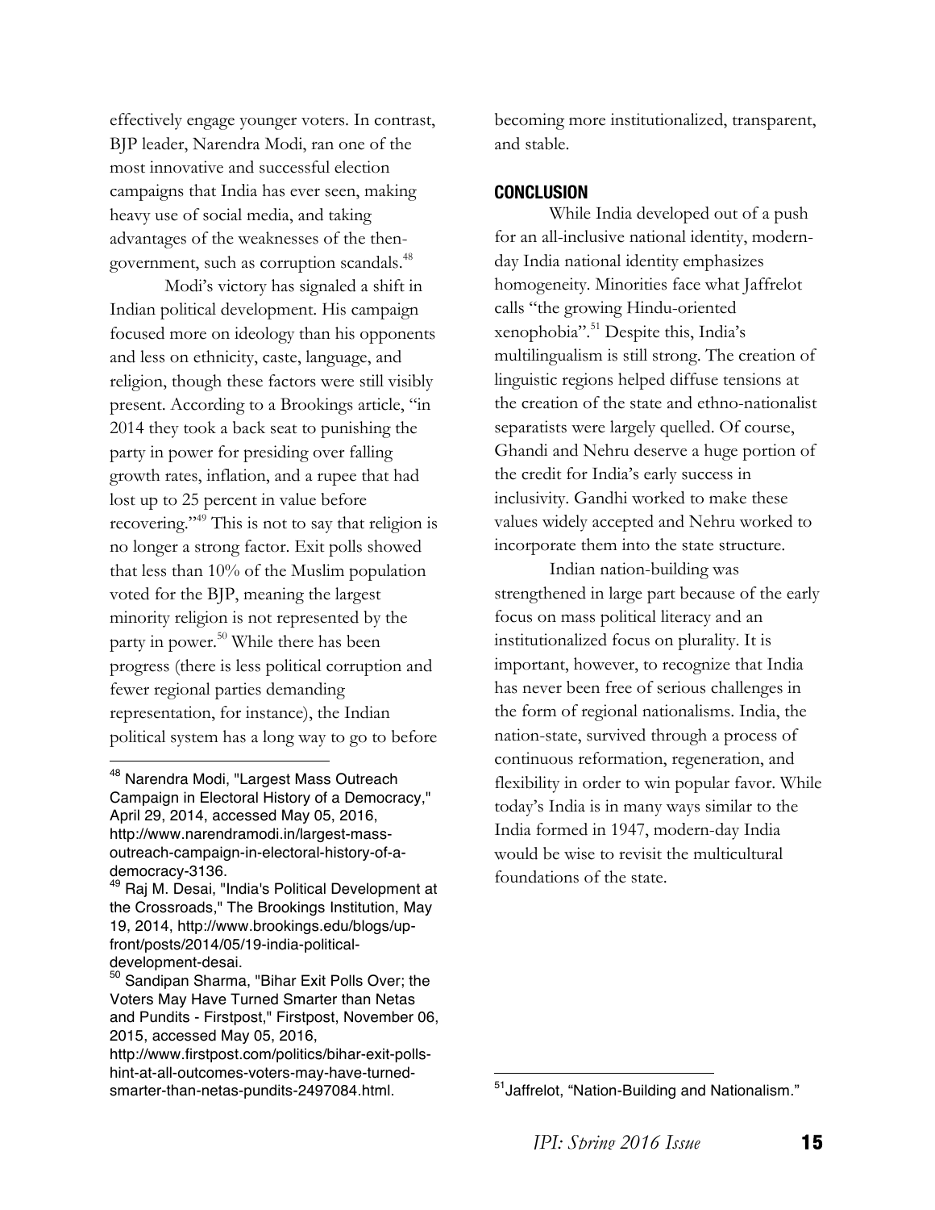effectively engage younger voters. In contrast, BJP leader, Narendra Modi, ran one of the most innovative and successful election campaigns that India has ever seen, making heavy use of social media, and taking advantages of the weaknesses of the then-government, such as corruption scandals.[48]

Modi's victory has signaled a shift in Indian political development. His campaign focused more on ideology than his opponents and less on ethnicity, caste, language, and religion, though these factors were still visibly present. According to a Brookings article, "in 2014 they took a back seat to punishing the party in power for presiding over falling growth rates, inflation, and a rupee that had lost up to 25 percent in value before recovering."[49] This is not to say that religion is no longer a strong factor. Exit polls showed that less than 10% of the Muslim population voted for the BJP, meaning the largest minority religion is not represented by the party in power.[50] While there has been progress (there is less political corruption and fewer regional parties demanding representation, for instance), the Indian political system has a long way to go to before becoming more institutionalized, transparent, and stable.

## CONCLUSION

While India developed out of a push for an all-inclusive national identity, modern-day India national identity emphasizes homogeneity. Minorities face what Jaffrelot calls "the growing Hindu-oriented xenophobia".[51] Despite this, India's multilingualism is still strong. The creation of linguistic regions helped diffuse tensions at the creation of the state and ethno-nationalist separatists were largely quelled. Of course, Ghandi and Nehru deserve a huge portion of the credit for India's early success in inclusivity. Gandhi worked to make these values widely accepted and Nehru worked to incorporate them into the state structure.

Indian nation-building was strengthened in large part because of the early focus on mass political literacy and an institutionalized focus on plurality. It is important, however, to recognize that India has never been free of serious challenges in the form of regional nationalisms. India, the nation-state, survived through a process of continuous reformation, regeneration, and flexibility in order to win popular favor. While today's India is in many ways similar to the India formed in 1947, modern-day India would be wise to revisit the multicultural foundations of the state.

---

[48] Narendra Modi, "Largest Mass Outreach Campaign in Electoral History of a Democracy," April 29, 2014, accessed May 05, 2016, http://www.narendramodi.in/largest-mass-outreach-campaign-in-electoral-history-of-a-democracy-3136.

[49] Raj M. Desai, "India's Political Development at the Crossroads," The Brookings Institution, May 19, 2014, http://www.brookings.edu/blogs/up-front/posts/2014/05/19-india-political-development-desai.

[50] Sandipan Sharma, "Bihar Exit Polls Over; the Voters May Have Turned Smarter than Netas and Pundits - Firstpost," Firstpost, November 06, 2015, accessed May 05, 2016, http://www.firstpost.com/politics/bihar-exit-polls-hint-at-all-outcomes-voters-may-have-turned-smarter-than-netas-pundits-2497084.html.

[51] Jaffrelot, "Nation-Building and Nationalism."